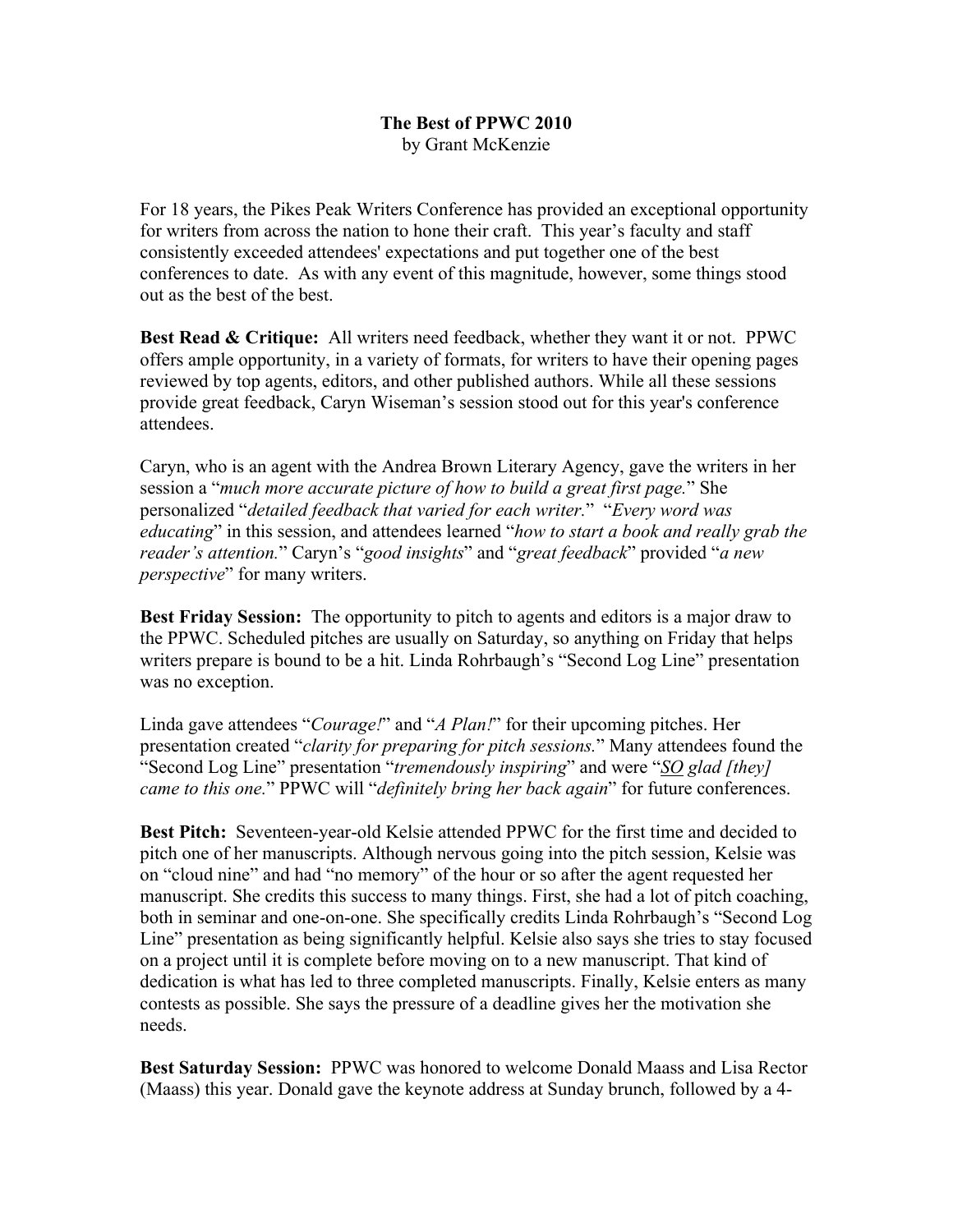# The Best of PPWC 2010

by Grant McKenzie

For 18 years, the Pikes Peak Writers Conference has provided an exceptional opportunity for writers from across the nation to hone their craft. This year's faculty and staff consistently exceeded attendees' expectations and put together one of the best conferences to date. As with any event of this magnitude, however, some things stood out as the best of the best.

**Best Read & Critique:** All writers need feedback, whether they want it or not. PPWC offers ample opportunity, in a variety of formats, for writers to have their opening pages reviewed by top agents, editors, and other published authors. While all these sessions provide great feedback, Caryn Wiseman's session stood out for this year's conference attendees.

Caryn, who is an agent with the Andrea Brown Literary Agency, gave the writers in her session a "*much more accurate picture of how to build a great first page.*" She personalized "*detailed feedback that varied for each writer.*" "*Every word was educating*" in this session, and attendees learned "*how to start a book and really grab the reader's attention.*" Caryn's "*good insights*" and "*great feedback*" provided "*a new perspective*" for many writers.

**Best Friday Session:** The opportunity to pitch to agents and editors is a major draw to the PPWC. Scheduled pitches are usually on Saturday, so anything on Friday that helps writers prepare is bound to be a hit. Linda Rohrbaugh's "Second Log Line" presentation was no exception.

Linda gave attendees "*Courage!*" and "*A Plan!*" for their upcoming pitches. Her presentation created "*clarity for preparing for pitch sessions.*" Many attendees found the "Second Log Line" presentation "*tremendously inspiring*" and were "*<u>SO</u> glad [they] came to this one.*" PPWC will "*definitely bring her back again*" for future conferences.

**Best Pitch:** Seventeen-year-old Kelsie attended PPWC for the first time and decided to pitch one of her manuscripts. Although nervous going into the pitch session, Kelsie was on "cloud nine" and had "no memory" of the hour or so after the agent requested her manuscript. She credits this success to many things. First, she had a lot of pitch coaching, both in seminar and one-on-one. She specifically credits Linda Rohrbaugh's "Second Log Line" presentation as being significantly helpful. Kelsie also says she tries to stay focused on a project until it is complete before moving on to a new manuscript. That kind of dedication is what has led to three completed manuscripts. Finally, Kelsie enters as many contests as possible. She says the pressure of a deadline gives her the motivation she needs.

**Best Saturday Session:** PPWC was honored to welcome Donald Maass and Lisa Rector (Maass) this year. Donald gave the keynote address at Sunday brunch, followed by a 4-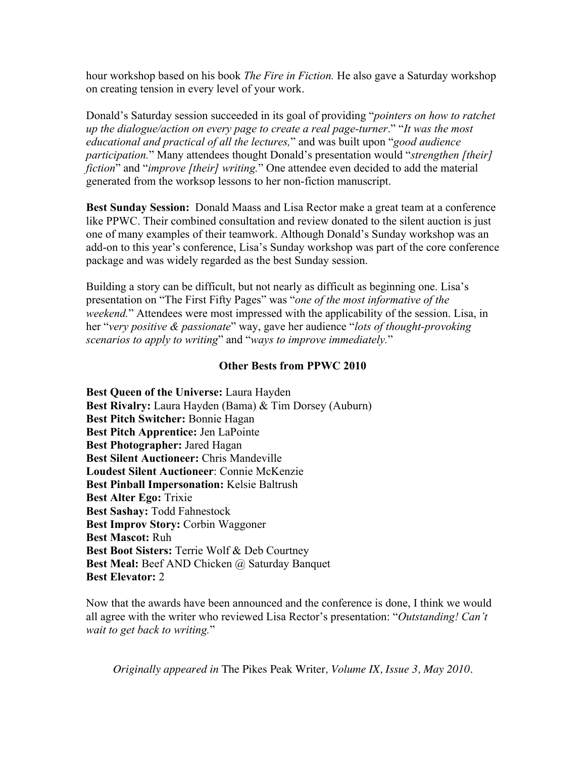hour workshop based on his book *The Fire in Fiction.* He also gave a Saturday workshop on creating tension in every level of your work.

Donald's Saturday session succeeded in its goal of providing "*pointers on how to ratchet up the dialogue/action on every page to create a real page-turner*." "*It was the most educational and practical of all the lectures,*" and was built upon "*good audience participation.*" Many attendees thought Donald's presentation would "*strengthen [their] fiction*" and "*improve [their] writing.*" One attendee even decided to add the material generated from the worksop lessons to her non-fiction manuscript.

**Best Sunday Session:** Donald Maass and Lisa Rector make a great team at a conference like PPWC. Their combined consultation and review donated to the silent auction is just one of many examples of their teamwork. Although Donald's Sunday workshop was an add-on to this year's conference, Lisa's Sunday workshop was part of the core conference package and was widely regarded as the best Sunday session.

Building a story can be difficult, but not nearly as difficult as beginning one. Lisa's presentation on "The First Fifty Pages" was "*one of the most informative of the weekend.*" Attendees were most impressed with the applicability of the session. Lisa, in her "*very positive & passionate*" way, gave her audience "*lots of thought-provoking scenarios to apply to writing*" and "*ways to improve immediately.*"

## Other Bests from PPWC 2010

**Best Queen of the Universe:** Laura Hayden
**Best Rivalry:** Laura Hayden (Bama) & Tim Dorsey (Auburn)
**Best Pitch Switcher:** Bonnie Hagan
**Best Pitch Apprentice:** Jen LaPointe
**Best Photographer:** Jared Hagan
**Best Silent Auctioneer:** Chris Mandeville
**Loudest Silent Auctioneer**: Connie McKenzie
**Best Pinball Impersonation:** Kelsie Baltrush
**Best Alter Ego:** Trixie
**Best Sashay:** Todd Fahnestock
**Best Improv Story:** Corbin Waggoner
**Best Mascot:** Ruh
**Best Boot Sisters:** Terrie Wolf & Deb Courtney
**Best Meal:** Beef AND Chicken @ Saturday Banquet
**Best Elevator:** 2

Now that the awards have been announced and the conference is done, I think we would all agree with the writer who reviewed Lisa Rector's presentation: "*Outstanding! Can't wait to get back to writing.*"

*Originally appeared in* The Pikes Peak Writer*, Volume IX, Issue 3, May 2010.*